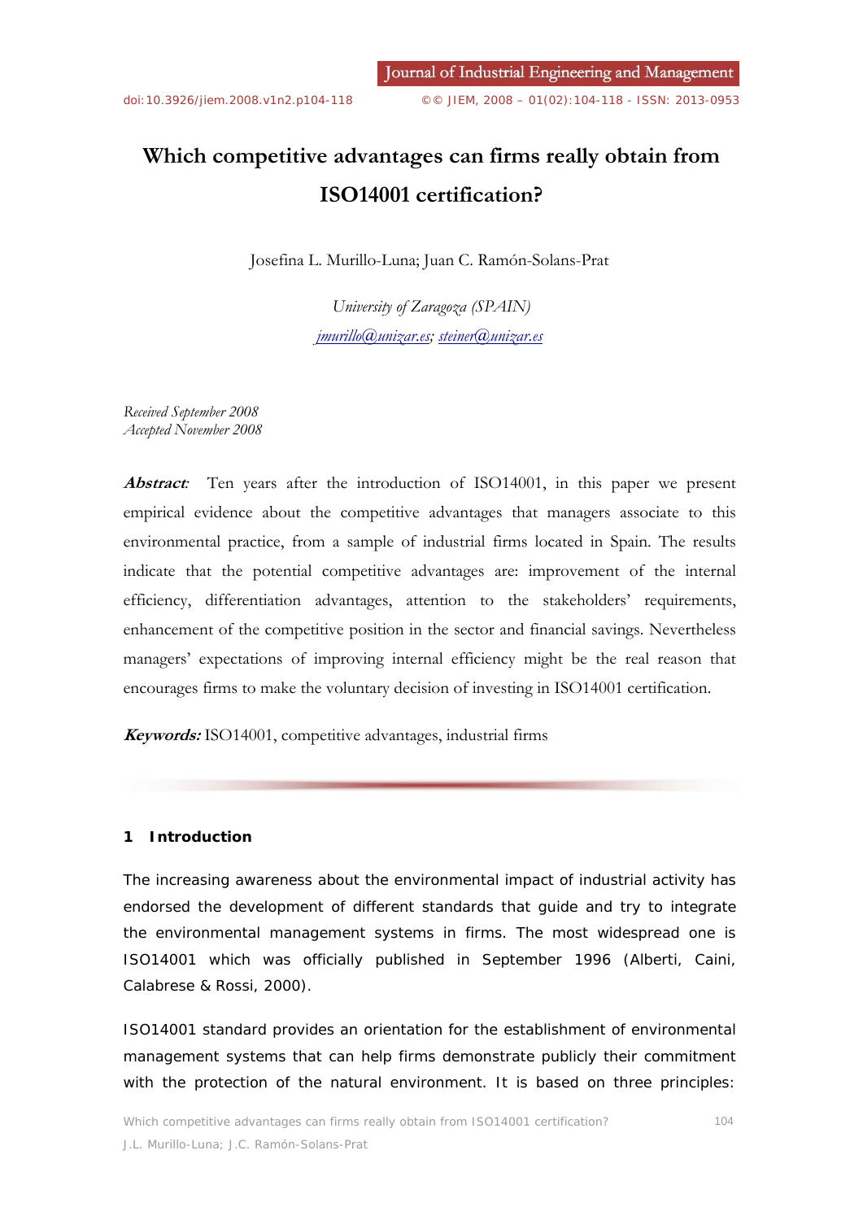# Which competitive advantages can firms really obtain from ISO14001 certification?

Josefina L. Murillo-Luna; Juan C. Ramón-Solans-Prat

*University of Zaragoza (SPAIN)*

*jmurillo@unizar.es*; *steiner@unizar.es*

*Received September 2008*
*Accepted November 2008*

***Abstract**:* Ten years after the introduction of ISO14001, in this paper we present empirical evidence about the competitive advantages that managers associate to this environmental practice, from a sample of industrial firms located in Spain. The results indicate that the potential competitive advantages are: improvement of the internal efficiency, differentiation advantages, attention to the stakeholders' requirements, enhancement of the competitive position in the sector and financial savings. Nevertheless managers' expectations of improving internal efficiency might be the real reason that encourages firms to make the voluntary decision of investing in ISO14001 certification.

***Keywords:*** ISO14001, competitive advantages, industrial firms

## 1 Introduction

The increasing awareness about the environmental impact of industrial activity has endorsed the development of different standards that guide and try to integrate the environmental management systems in firms. The most widespread one is ISO14001 which was officially published in September 1996 (Alberti, Caini, Calabrese & Rossi, 2000).

ISO14001 standard provides an orientation for the establishment of environmental management systems that can help firms demonstrate publicly their commitment with the protection of the natural environment. It is based on three principles: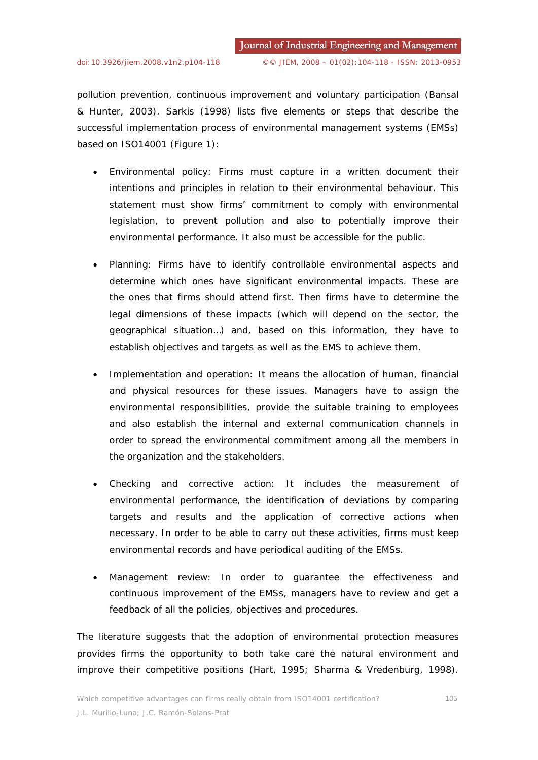pollution prevention, continuous improvement and voluntary participation (Bansal & Hunter, 2003). Sarkis (1998) lists five elements or steps that describe the successful implementation process of environmental management systems (EMSs) based on ISO14001 (Figure 1):

- Environmental policy: Firms must capture in a written document their intentions and principles in relation to their environmental behaviour. This statement must show firms' commitment to comply with environmental legislation, to prevent pollution and also to potentially improve their environmental performance. It also must be accessible for the public.

- Planning: Firms have to identify controllable environmental aspects and determine which ones have significant environmental impacts. These are the ones that firms should attend first. Then firms have to determine the legal dimensions of these impacts (which will depend on the sector, the geographical situation…) and, based on this information, they have to establish objectives and targets as well as the EMS to achieve them.

- Implementation and operation: It means the allocation of human, financial and physical resources for these issues. Managers have to assign the environmental responsibilities, provide the suitable training to employees and also establish the internal and external communication channels in order to spread the environmental commitment among all the members in the organization and the stakeholders.

- Checking and corrective action: It includes the measurement of environmental performance, the identification of deviations by comparing targets and results and the application of corrective actions when necessary. In order to be able to carry out these activities, firms must keep environmental records and have periodical auditing of the EMSs.

- Management review: In order to guarantee the effectiveness and continuous improvement of the EMSs, managers have to review and get a feedback of all the policies, objectives and procedures.

The literature suggests that the adoption of environmental protection measures provides firms the opportunity to both take care the natural environment and improve their competitive positions (Hart, 1995; Sharma & Vredenburg, 1998).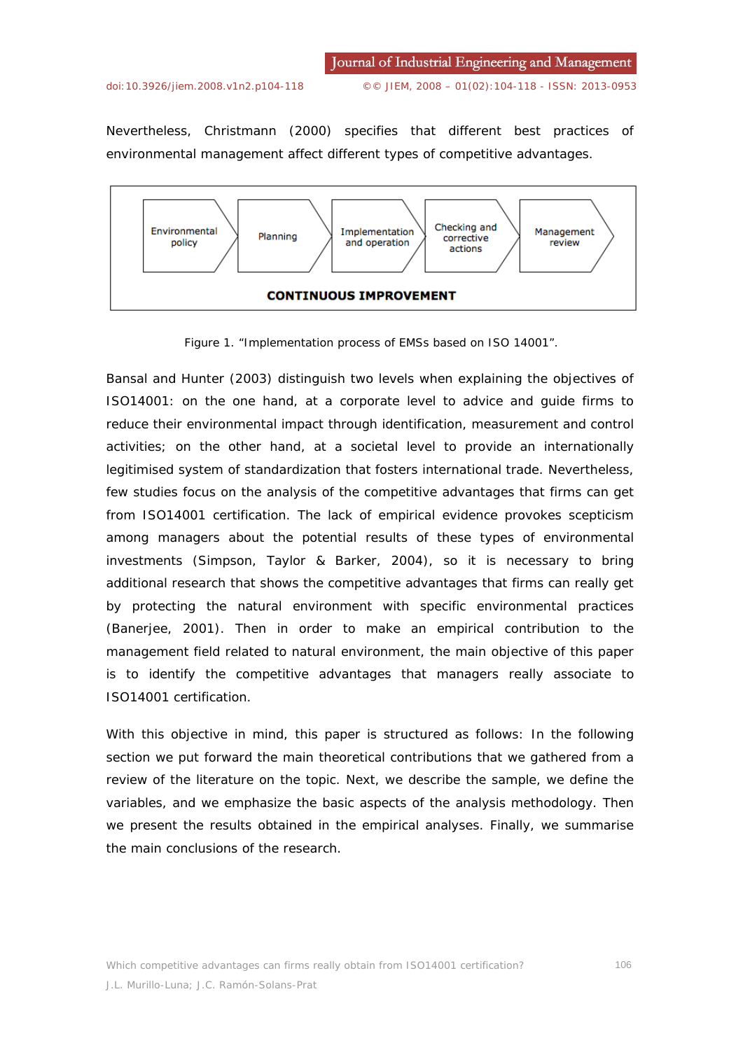Nevertheless, Christmann (2000) specifies that different best practices of environmental management affect different types of competitive advantages.

Environmental policy

Planning

Implementation and operation

Checking and corrective actions

Management review

CONTINUOUS IMPROVEMENT

Figure 1. "Implementation process of EMSs based on ISO 14001".

Bansal and Hunter (2003) distinguish two levels when explaining the objectives of ISO14001: on the one hand, at a corporate level to advice and guide firms to reduce their environmental impact through identification, measurement and control activities; on the other hand, at a societal level to provide an internationally legitimised system of standardization that fosters international trade. Nevertheless, few studies focus on the analysis of the competitive advantages that firms can get from ISO14001 certification. The lack of empirical evidence provokes scepticism among managers about the potential results of these types of environmental investments (Simpson, Taylor & Barker, 2004), so it is necessary to bring additional research that shows the competitive advantages that firms can really get by protecting the natural environment with specific environmental practices (Banerjee, 2001). Then in order to make an empirical contribution to the management field related to natural environment, the main objective of this paper is to identify the competitive advantages that managers really associate to ISO14001 certification.

With this objective in mind, this paper is structured as follows: In the following section we put forward the main theoretical contributions that we gathered from a review of the literature on the topic. Next, we describe the sample, we define the variables, and we emphasize the basic aspects of the analysis methodology. Then we present the results obtained in the empirical analyses. Finally, we summarise the main conclusions of the research.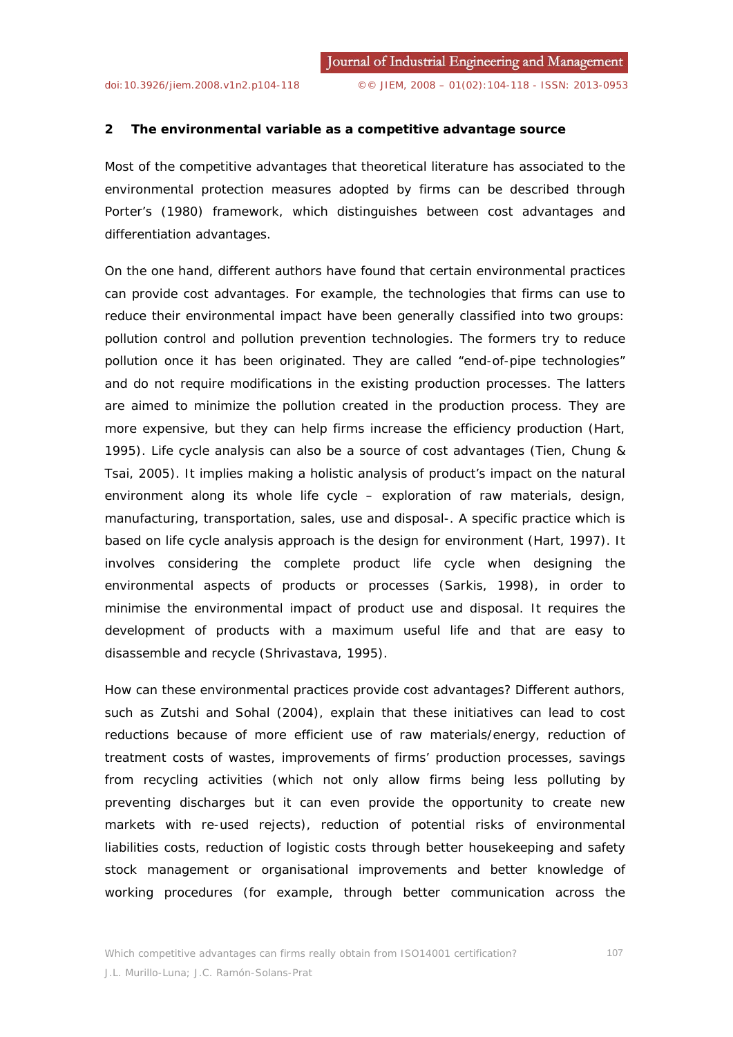## 2 The environmental variable as a competitive advantage source

Most of the competitive advantages that theoretical literature has associated to the environmental protection measures adopted by firms can be described through Porter's (1980) framework, which distinguishes between cost advantages and differentiation advantages.

On the one hand, different authors have found that certain environmental practices can provide cost advantages. For example, the technologies that firms can use to reduce their environmental impact have been generally classified into two groups: pollution control and pollution prevention technologies. The formers try to reduce pollution once it has been originated. They are called "end-of-pipe technologies" and do not require modifications in the existing production processes. The latters are aimed to minimize the pollution created in the production process. They are more expensive, but they can help firms increase the efficiency production (Hart, 1995). Life cycle analysis can also be a source of cost advantages (Tien, Chung & Tsai, 2005). It implies making a holistic analysis of product's impact on the natural environment along its whole life cycle – exploration of raw materials, design, manufacturing, transportation, sales, use and disposal-. A specific practice which is based on life cycle analysis approach is the design for environment (Hart, 1997). It involves considering the complete product life cycle when designing the environmental aspects of products or processes (Sarkis, 1998), in order to minimise the environmental impact of product use and disposal. It requires the development of products with a maximum useful life and that are easy to disassemble and recycle (Shrivastava, 1995).

How can these environmental practices provide cost advantages? Different authors, such as Zutshi and Sohal (2004), explain that these initiatives can lead to cost reductions because of more efficient use of raw materials/energy, reduction of treatment costs of wastes, improvements of firms' production processes, savings from recycling activities (which not only allow firms being less polluting by preventing discharges but it can even provide the opportunity to create new markets with re-used rejects), reduction of potential risks of environmental liabilities costs, reduction of logistic costs through better housekeeping and safety stock management or organisational improvements and better knowledge of working procedures (for example, through better communication across the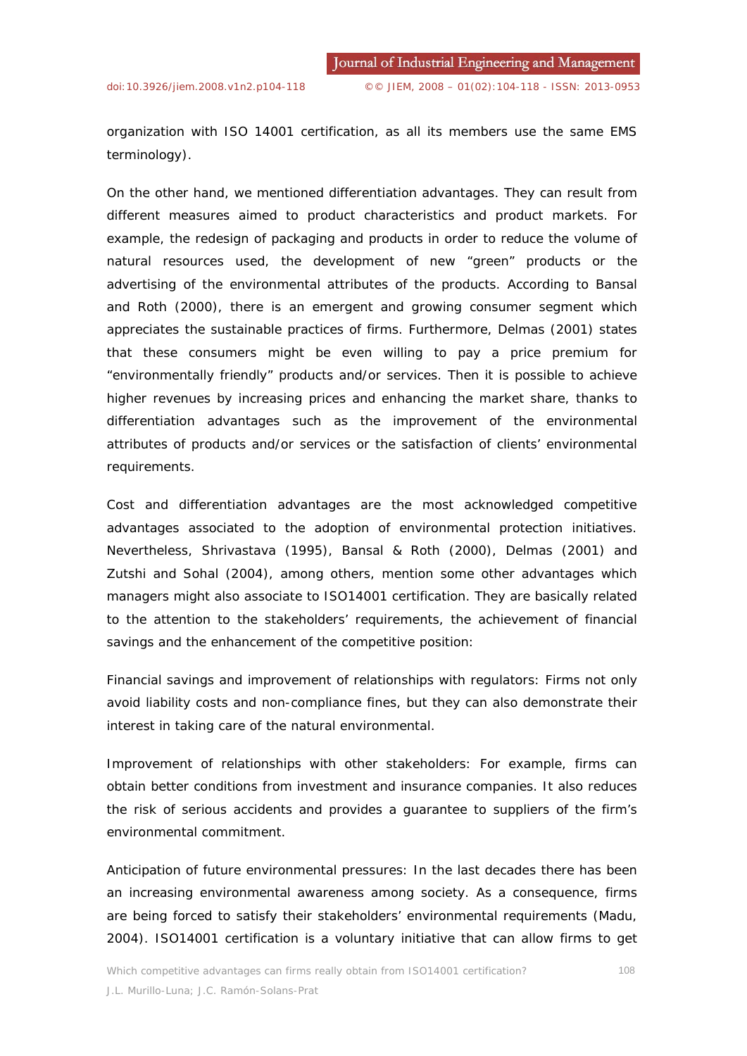organization with ISO 14001 certification, as all its members use the same EMS terminology).

On the other hand, we mentioned differentiation advantages. They can result from different measures aimed to product characteristics and product markets. For example, the redesign of packaging and products in order to reduce the volume of natural resources used, the development of new "green" products or the advertising of the environmental attributes of the products. According to Bansal and Roth (2000), there is an emergent and growing consumer segment which appreciates the sustainable practices of firms. Furthermore, Delmas (2001) states that these consumers might be even willing to pay a price premium for "environmentally friendly" products and/or services. Then it is possible to achieve higher revenues by increasing prices and enhancing the market share, thanks to differentiation advantages such as the improvement of the environmental attributes of products and/or services or the satisfaction of clients' environmental requirements.

Cost and differentiation advantages are the most acknowledged competitive advantages associated to the adoption of environmental protection initiatives. Nevertheless, Shrivastava (1995), Bansal & Roth (2000), Delmas (2001) and Zutshi and Sohal (2004), among others, mention some other advantages which managers might also associate to ISO14001 certification. They are basically related to the attention to the stakeholders' requirements, the achievement of financial savings and the enhancement of the competitive position:

Financial savings and improvement of relationships with regulators: Firms not only avoid liability costs and non-compliance fines, but they can also demonstrate their interest in taking care of the natural environmental.

Improvement of relationships with other stakeholders: For example, firms can obtain better conditions from investment and insurance companies. It also reduces the risk of serious accidents and provides a guarantee to suppliers of the firm's environmental commitment.

Anticipation of future environmental pressures: In the last decades there has been an increasing environmental awareness among society. As a consequence, firms are being forced to satisfy their stakeholders' environmental requirements (Madu, 2004). ISO14001 certification is a voluntary initiative that can allow firms to get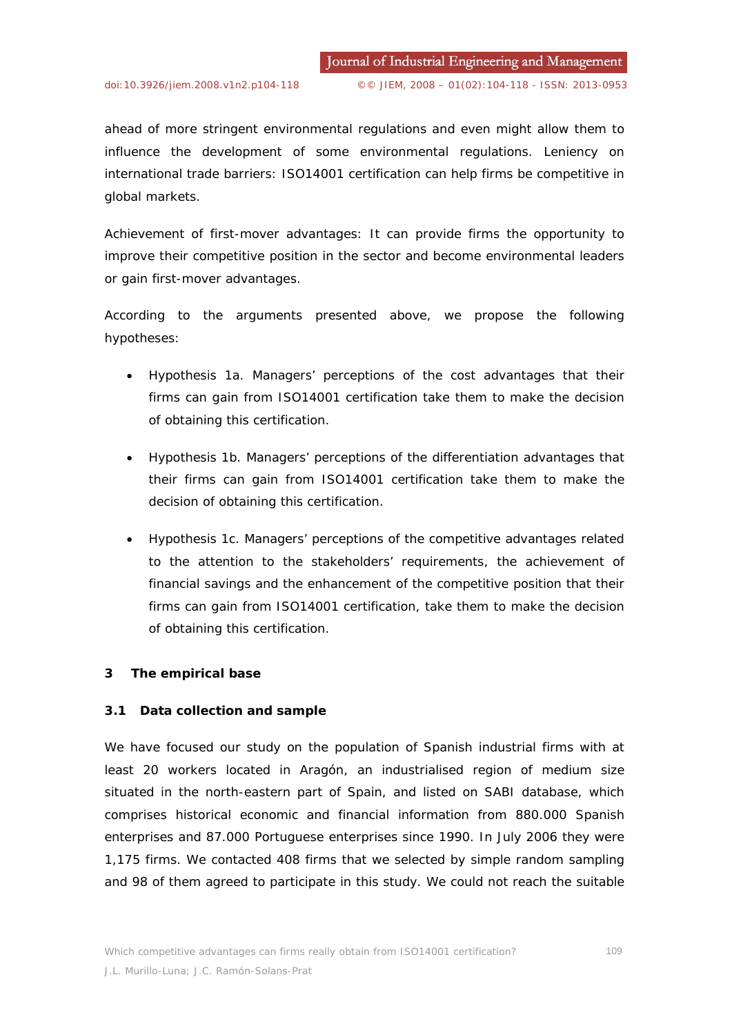ahead of more stringent environmental regulations and even might allow them to influence the development of some environmental regulations. Leniency on international trade barriers: ISO14001 certification can help firms be competitive in global markets.

Achievement of first-mover advantages: It can provide firms the opportunity to improve their competitive position in the sector and become environmental leaders or gain first-mover advantages.

According to the arguments presented above, we propose the following hypotheses:

- Hypothesis 1a. Managers' perceptions of the cost advantages that their firms can gain from ISO14001 certification take them to make the decision of obtaining this certification.
- Hypothesis 1b. Managers' perceptions of the differentiation advantages that their firms can gain from ISO14001 certification take them to make the decision of obtaining this certification.
- Hypothesis 1c. Managers' perceptions of the competitive advantages related to the attention to the stakeholders' requirements, the achievement of financial savings and the enhancement of the competitive position that their firms can gain from ISO14001 certification, take them to make the decision of obtaining this certification.

## 3 The empirical base

### 3.1 Data collection and sample

We have focused our study on the population of Spanish industrial firms with at least 20 workers located in Aragón, an industrialised region of medium size situated in the north-eastern part of Spain, and listed on SABI database, which comprises historical economic and financial information from 880.000 Spanish enterprises and 87.000 Portuguese enterprises since 1990. In July 2006 they were 1,175 firms. We contacted 408 firms that we selected by simple random sampling and 98 of them agreed to participate in this study. We could not reach the suitable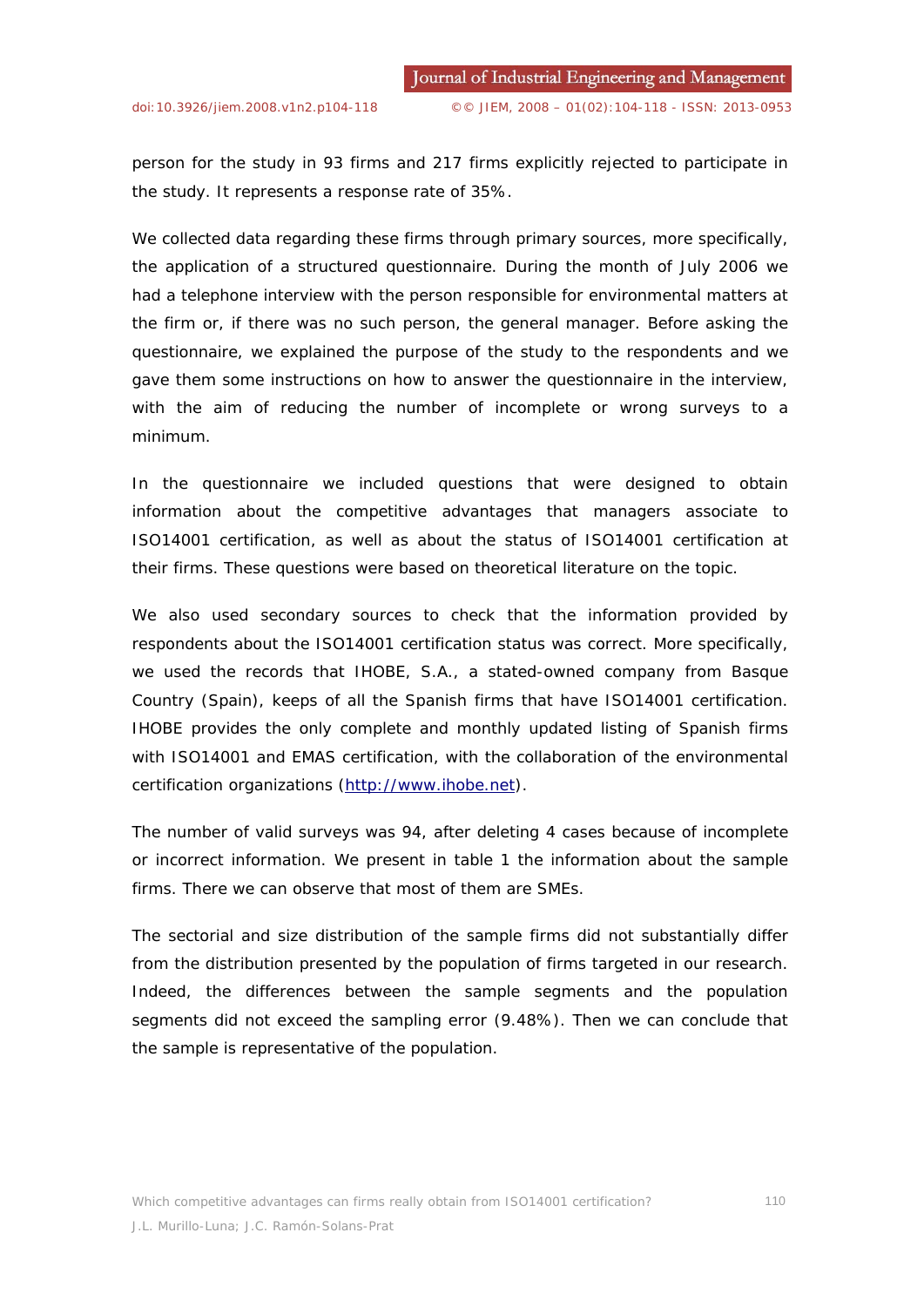person for the study in 93 firms and 217 firms explicitly rejected to participate in the study. It represents a response rate of 35%.

We collected data regarding these firms through primary sources, more specifically, the application of a structured questionnaire. During the month of July 2006 we had a telephone interview with the person responsible for environmental matters at the firm or, if there was no such person, the general manager. Before asking the questionnaire, we explained the purpose of the study to the respondents and we gave them some instructions on how to answer the questionnaire in the interview, with the aim of reducing the number of incomplete or wrong surveys to a minimum.

In the questionnaire we included questions that were designed to obtain information about the competitive advantages that managers associate to ISO14001 certification, as well as about the status of ISO14001 certification at their firms. These questions were based on theoretical literature on the topic.

We also used secondary sources to check that the information provided by respondents about the ISO14001 certification status was correct. More specifically, we used the records that IHOBE, S.A., a stated-owned company from Basque Country (Spain), keeps of all the Spanish firms that have ISO14001 certification. IHOBE provides the only complete and monthly updated listing of Spanish firms with ISO14001 and EMAS certification, with the collaboration of the environmental certification organizations (http://www.ihobe.net).

The number of valid surveys was 94, after deleting 4 cases because of incomplete or incorrect information. We present in table 1 the information about the sample firms. There we can observe that most of them are SMEs.

The sectorial and size distribution of the sample firms did not substantially differ from the distribution presented by the population of firms targeted in our research. Indeed, the differences between the sample segments and the population segments did not exceed the sampling error (9.48%). Then we can conclude that the sample is representative of the population.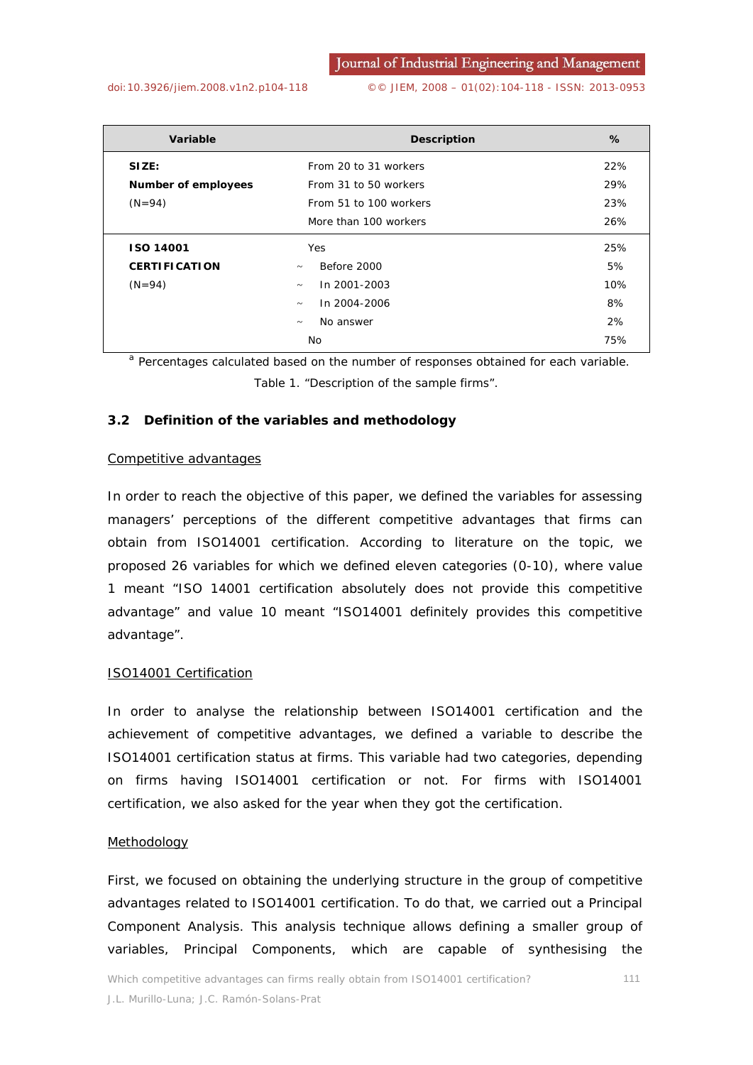| Variable | Description | % |
|---|---|---|
| **SIZE:** | From 20 to 31 workers | 22% |
| **Number of employees** | From 31 to 50 workers | 29% |
| (N=94) | From 51 to 100 workers | 23% |
| | More than 100 workers | 26% |
| **ISO 14001** | Yes | 25% |
| **CERTIFICATION** | ~ Before 2000 | 5% |
| (N=94) | ~ In 2001-2003 | 10% |
| | ~ In 2004-2006 | 8% |
| | ~ No answer | 2% |
| | No | 75% |

[a] Percentages calculated based on the number of responses obtained for each variable.

Table 1. "Description of the sample firms".

### 3.2 Definition of the variables and methodology

Competitive advantages

In order to reach the objective of this paper, we defined the variables for assessing managers' perceptions of the different competitive advantages that firms can obtain from ISO14001 certification. According to literature on the topic, we proposed 26 variables for which we defined eleven categories (0-10), where value 1 meant "ISO 14001 certification absolutely does not provide this competitive advantage" and value 10 meant "ISO14001 definitely provides this competitive advantage".

ISO14001 Certification

In order to analyse the relationship between ISO14001 certification and the achievement of competitive advantages, we defined a variable to describe the ISO14001 certification status at firms. This variable had two categories, depending on firms having ISO14001 certification or not. For firms with ISO14001 certification, we also asked for the year when they got the certification.

Methodology

First, we focused on obtaining the underlying structure in the group of competitive advantages related to ISO14001 certification. To do that, we carried out a Principal Component Analysis. This analysis technique allows defining a smaller group of variables, Principal Components, which are capable of synthesising the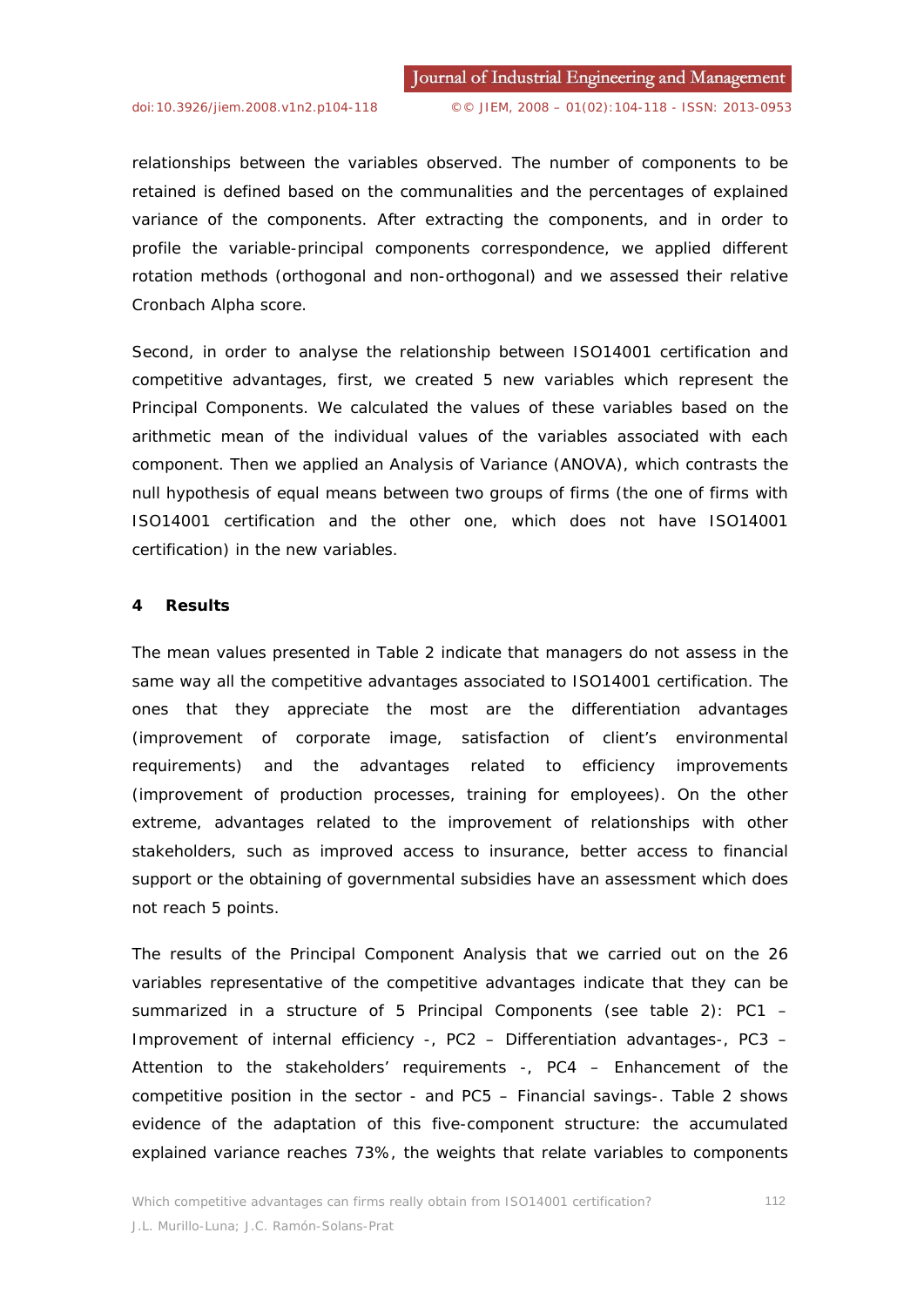relationships between the variables observed. The number of components to be retained is defined based on the communalities and the percentages of explained variance of the components. After extracting the components, and in order to profile the variable-principal components correspondence, we applied different rotation methods (orthogonal and non-orthogonal) and we assessed their relative Cronbach Alpha score.

Second, in order to analyse the relationship between ISO14001 certification and competitive advantages, first, we created 5 new variables which represent the Principal Components. We calculated the values of these variables based on the arithmetic mean of the individual values of the variables associated with each component. Then we applied an Analysis of Variance (ANOVA), which contrasts the null hypothesis of equal means between two groups of firms (the one of firms with ISO14001 certification and the other one, which does not have ISO14001 certification) in the new variables.

## 4 Results

The mean values presented in Table 2 indicate that managers do not assess in the same way all the competitive advantages associated to ISO14001 certification. The ones that they appreciate the most are the differentiation advantages (improvement of corporate image, satisfaction of client's environmental requirements) and the advantages related to efficiency improvements (improvement of production processes, training for employees). On the other extreme, advantages related to the improvement of relationships with other stakeholders, such as improved access to insurance, better access to financial support or the obtaining of governmental subsidies have an assessment which does not reach 5 points.

The results of the Principal Component Analysis that we carried out on the 26 variables representative of the competitive advantages indicate that they can be summarized in a structure of 5 Principal Components (see table 2): PC1 – Improvement of internal efficiency -, PC2 – Differentiation advantages-, PC3 – Attention to the stakeholders' requirements -, PC4 – Enhancement of the competitive position in the sector - and PC5 – Financial savings-. Table 2 shows evidence of the adaptation of this five-component structure: the accumulated explained variance reaches 73%, the weights that relate variables to components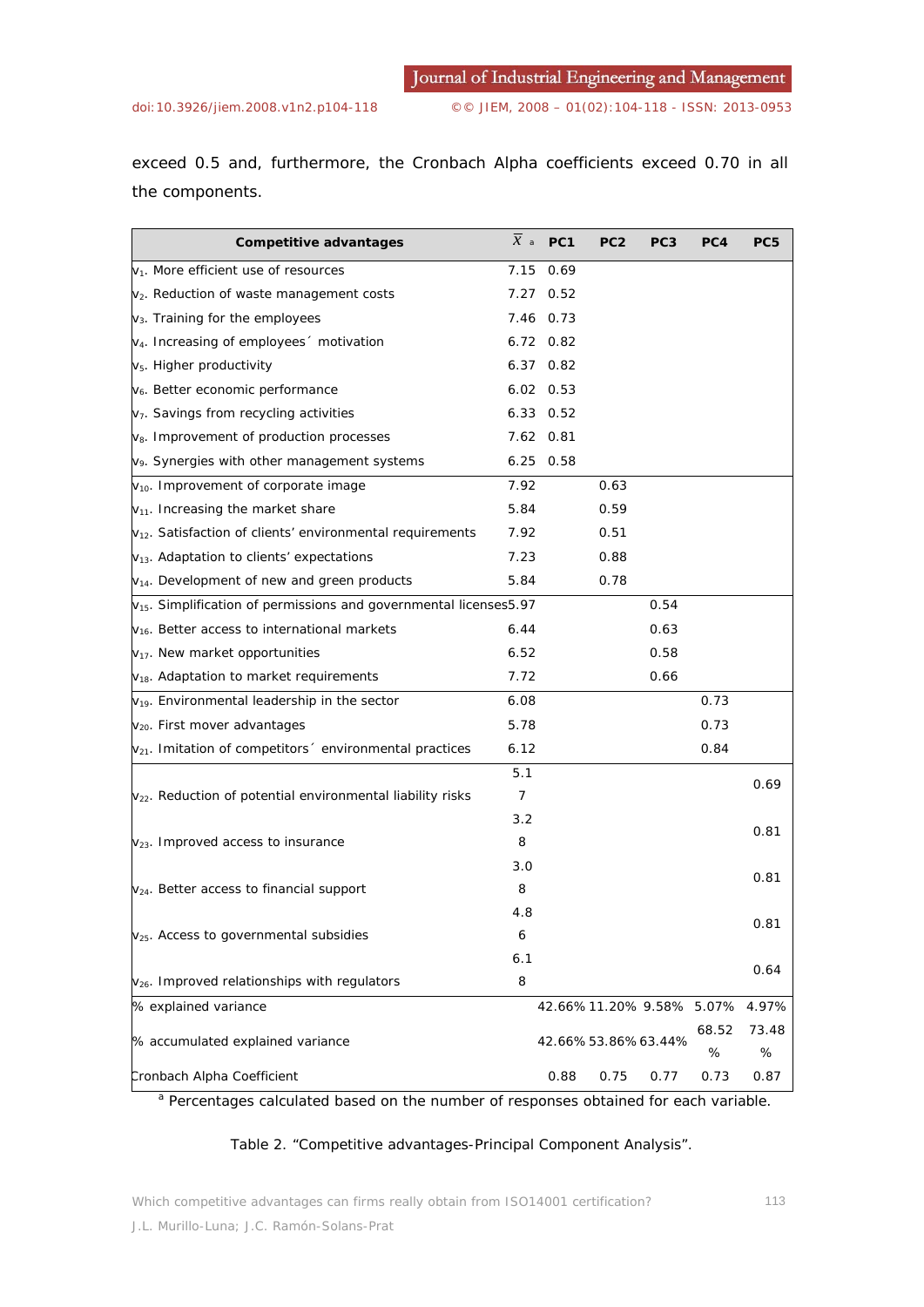exceed 0.5 and, furthermore, the Cronbach Alpha coefficients exceed 0.70 in all the components.

| Competitive advantages | $\overline{X}$ [a] | PC1 | PC2 | PC3 | PC4 | PC5 |
|---|---|---|---|---|---|---|
| $v_1$. More efficient use of resources | 7.15 | 0.69 | | | | |
| $v_2$. Reduction of waste management costs | 7.27 | 0.52 | | | | |
| $v_3$. Training for the employees | 7.46 | 0.73 | | | | |
| $v_4$. Increasing of employees´ motivation | 6.72 | 0.82 | | | | |
| $v_5$. Higher productivity | 6.37 | 0.82 | | | | |
| $v_6$. Better economic performance | 6.02 | 0.53 | | | | |
| $v_7$. Savings from recycling activities | 6.33 | 0.52 | | | | |
| $v_8$. Improvement of production processes | 7.62 | 0.81 | | | | |
| $v_9$. Synergies with other management systems | 6.25 | 0.58 | | | | |
| $v_{10}$. Improvement of corporate image | 7.92 | | 0.63 | | | |
| $v_{11}$. Increasing the market share | 5.84 | | 0.59 | | | |
| $v_{12}$. Satisfaction of clients' environmental requirements | 7.92 | | 0.51 | | | |
| $v_{13}$. Adaptation to clients' expectations | 7.23 | | 0.88 | | | |
| $v_{14}$. Development of new and green products | 5.84 | | 0.78 | | | |
| $v_{15}$. Simplification of permissions and governmental licenses | 5.97 | | | 0.54 | | |
| $v_{16}$. Better access to international markets | 6.44 | | | 0.63 | | |
| $v_{17}$. New market opportunities | 6.52 | | | 0.58 | | |
| $v_{18}$. Adaptation to market requirements | 7.72 | | | 0.66 | | |
| $v_{19}$. Environmental leadership in the sector | 6.08 | | | | 0.73 | |
| $v_{20}$. First mover advantages | 5.78 | | | | 0.73 | |
| $v_{21}$. Imitation of competitors´ environmental practices | 6.12 | | | | 0.84 | |
| $v_{22}$. Reduction of potential environmental liability risks | 5.17 | | | | | 0.69 |
| $v_{23}$. Improved access to insurance | 3.28 | | | | | 0.81 |
| $v_{24}$. Better access to financial support | 3.08 | | | | | 0.81 |
| $v_{25}$. Access to governmental subsidies | 4.86 | | | | | 0.81 |
| $v_{26}$. Improved relationships with regulators | 6.18 | | | | | 0.64 |
| % explained variance | | 42.66% | 11.20% | 9.58% | 5.07% | 4.97% |
| % accumulated explained variance | | 42.66% | 53.86% | 63.44% | 68.52 % | 73.48 % |
| Cronbach Alpha Coefficient | | 0.88 | 0.75 | 0.77 | 0.73 | 0.87 |

[a] Percentages calculated based on the number of responses obtained for each variable.

Table 2. "Competitive advantages-Principal Component Analysis".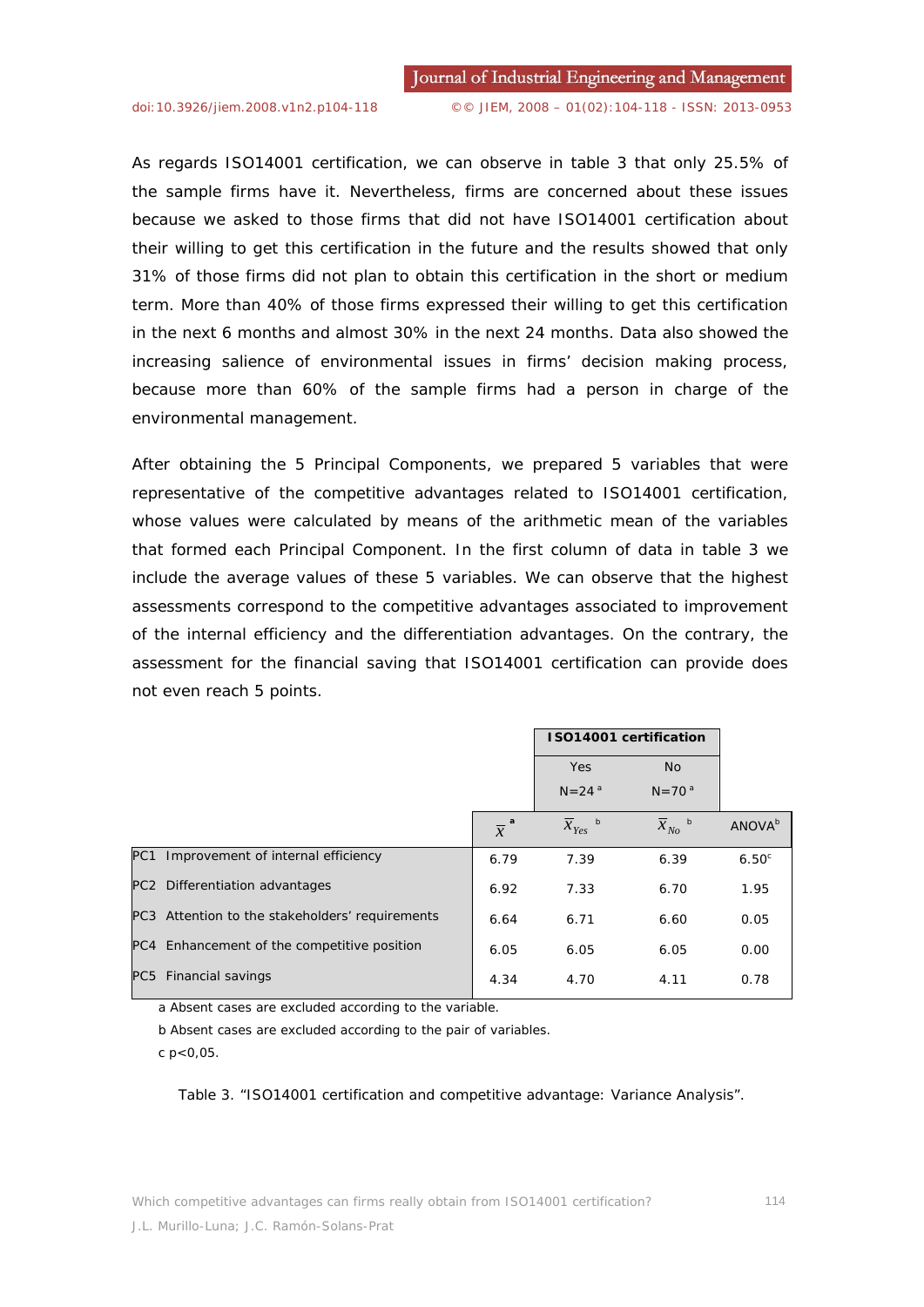As regards ISO14001 certification, we can observe in table 3 that only 25.5% of the sample firms have it. Nevertheless, firms are concerned about these issues because we asked to those firms that did not have ISO14001 certification about their willing to get this certification in the future and the results showed that only 31% of those firms did not plan to obtain this certification in the short or medium term. More than 40% of those firms expressed their willing to get this certification in the next 6 months and almost 30% in the next 24 months. Data also showed the increasing salience of environmental issues in firms' decision making process, because more than 60% of the sample firms had a person in charge of the environmental management.

After obtaining the 5 Principal Components, we prepared 5 variables that were representative of the competitive advantages related to ISO14001 certification, whose values were calculated by means of the arithmetic mean of the variables that formed each Principal Component. In the first column of data in table 3 we include the average values of these 5 variables. We can observe that the highest assessments correspond to the competitive advantages associated to improvement of the internal efficiency and the differentiation advantages. On the contrary, the assessment for the financial saving that ISO14001 certification can provide does not even reach 5 points.

| | | ISO14001 certification | | |
|---|---|---|---|---|
| | | Yes N=24 [a] | No N=70 [a] | |
| | $\overline{X}$ [a] | $\overline{X}_{Yes}$ [b] | $\overline{X}_{No}$ [b] | ANOVA[b] |
| PC1 Improvement of internal efficiency | 6.79 | 7.39 | 6.39 | 6.50[c] |
| PC2 Differentiation advantages | 6.92 | 7.33 | 6.70 | 1.95 |
| PC3 Attention to the stakeholders' requirements | 6.64 | 6.71 | 6.60 | 0.05 |
| PC4 Enhancement of the competitive position | 6.05 | 6.05 | 6.05 | 0.00 |
| PC5 Financial savings | 4.34 | 4.70 | 4.11 | 0.78 |

a Absent cases are excluded according to the variable.

b Absent cases are excluded according to the pair of variables.

c $p<0,05$.

Table 3. "ISO14001 certification and competitive advantage: Variance Analysis".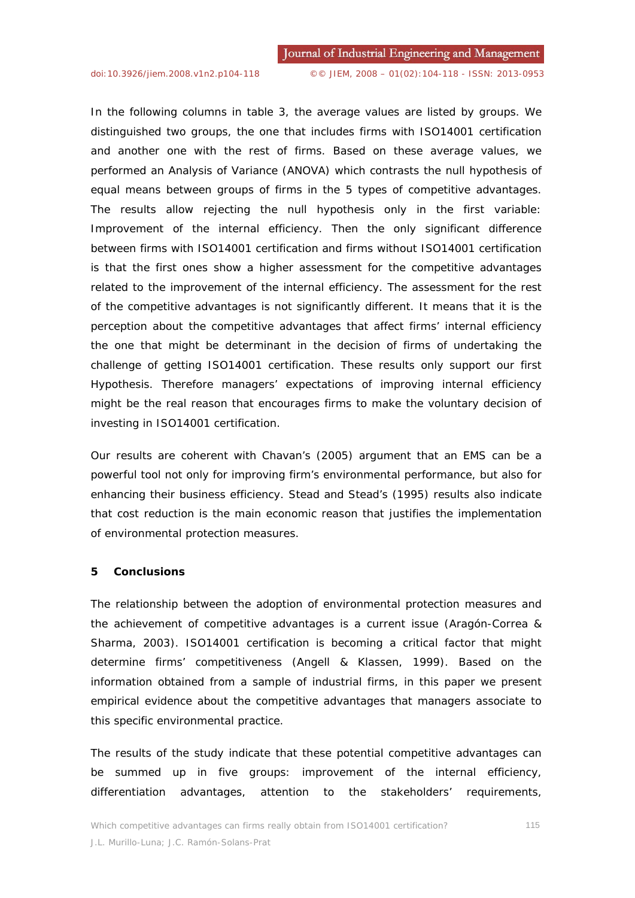In the following columns in table 3, the average values are listed by groups. We distinguished two groups, the one that includes firms with ISO14001 certification and another one with the rest of firms. Based on these average values, we performed an Analysis of Variance (ANOVA) which contrasts the null hypothesis of equal means between groups of firms in the 5 types of competitive advantages. The results allow rejecting the null hypothesis only in the first variable: Improvement of the internal efficiency. Then the only significant difference between firms with ISO14001 certification and firms without ISO14001 certification is that the first ones show a higher assessment for the competitive advantages related to the improvement of the internal efficiency. The assessment for the rest of the competitive advantages is not significantly different. It means that it is the perception about the competitive advantages that affect firms' internal efficiency the one that might be determinant in the decision of firms of undertaking the challenge of getting ISO14001 certification. These results only support our first Hypothesis. Therefore managers' expectations of improving internal efficiency might be the real reason that encourages firms to make the voluntary decision of investing in ISO14001 certification.

Our results are coherent with Chavan's (2005) argument that an EMS can be a powerful tool not only for improving firm's environmental performance, but also for enhancing their business efficiency. Stead and Stead's (1995) results also indicate that cost reduction is the main economic reason that justifies the implementation of environmental protection measures.

## 5 Conclusions

The relationship between the adoption of environmental protection measures and the achievement of competitive advantages is a current issue (Aragón-Correa & Sharma, 2003). ISO14001 certification is becoming a critical factor that might determine firms' competitiveness (Angell & Klassen, 1999). Based on the information obtained from a sample of industrial firms, in this paper we present empirical evidence about the competitive advantages that managers associate to this specific environmental practice.

The results of the study indicate that these potential competitive advantages can be summed up in five groups: improvement of the internal efficiency, differentiation advantages, attention to the stakeholders' requirements,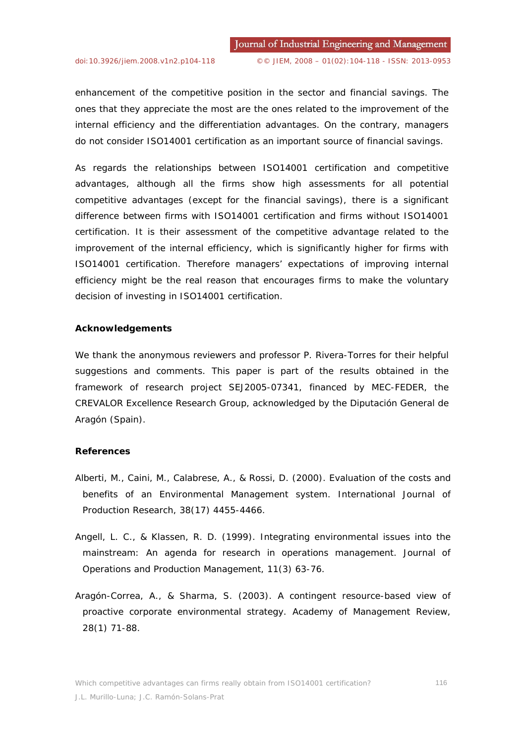enhancement of the competitive position in the sector and financial savings. The ones that they appreciate the most are the ones related to the improvement of the internal efficiency and the differentiation advantages. On the contrary, managers do not consider ISO14001 certification as an important source of financial savings.

As regards the relationships between ISO14001 certification and competitive advantages, although all the firms show high assessments for all potential competitive advantages (except for the financial savings), there is a significant difference between firms with ISO14001 certification and firms without ISO14001 certification. It is their assessment of the competitive advantage related to the improvement of the internal efficiency, which is significantly higher for firms with ISO14001 certification. Therefore managers' expectations of improving internal efficiency might be the real reason that encourages firms to make the voluntary decision of investing in ISO14001 certification.

**Acknowledgements**

We thank the anonymous reviewers and professor P. Rivera-Torres for their helpful suggestions and comments. This paper is part of the results obtained in the framework of research project SEJ2005-07341, financed by MEC-FEDER, the CREVALOR Excellence Research Group, acknowledged by the Diputación General de Aragón (Spain).

**References**

Alberti, M., Caini, M., Calabrese, A., & Rossi, D. (2000). Evaluation of the costs and benefits of an Environmental Management system. International Journal of Production Research, 38(17) 4455-4466.

Angell, L. C., & Klassen, R. D. (1999). Integrating environmental issues into the mainstream: An agenda for research in operations management. Journal of Operations and Production Management, 11(3) 63-76.

Aragón-Correa, A., & Sharma, S. (2003). A contingent resource-based view of proactive corporate environmental strategy. Academy of Management Review, 28(1) 71-88.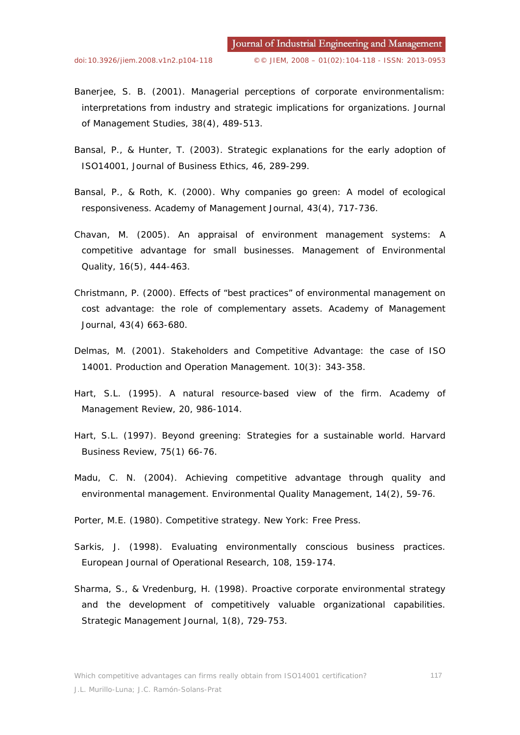Banerjee, S. B. (2001). Managerial perceptions of corporate environmentalism: interpretations from industry and strategic implications for organizations. Journal of Management Studies, 38(4), 489-513.

Bansal, P., & Hunter, T. (2003). Strategic explanations for the early adoption of ISO14001, Journal of Business Ethics, 46, 289-299.

Bansal, P., & Roth, K. (2000). Why companies go green: A model of ecological responsiveness. Academy of Management Journal, 43(4), 717-736.

Chavan, M. (2005). An appraisal of environment management systems: A competitive advantage for small businesses. Management of Environmental Quality, 16(5), 444-463.

Christmann, P. (2000). Effects of "best practices" of environmental management on cost advantage: the role of complementary assets. Academy of Management Journal, 43(4) 663-680.

Delmas, M. (2001). Stakeholders and Competitive Advantage: the case of ISO 14001. Production and Operation Management. 10(3): 343-358.

Hart, S.L. (1995). A natural resource-based view of the firm. Academy of Management Review, 20, 986-1014.

Hart, S.L. (1997). Beyond greening: Strategies for a sustainable world. Harvard Business Review, 75(1) 66-76.

Madu, C. N. (2004). Achieving competitive advantage through quality and environmental management. Environmental Quality Management, 14(2), 59-76.

Porter, M.E. (1980). Competitive strategy. New York: Free Press.

Sarkis, J. (1998). Evaluating environmentally conscious business practices. European Journal of Operational Research, 108, 159-174.

Sharma, S., & Vredenburg, H. (1998). Proactive corporate environmental strategy and the development of competitively valuable organizational capabilities. Strategic Management Journal, 1(8), 729-753.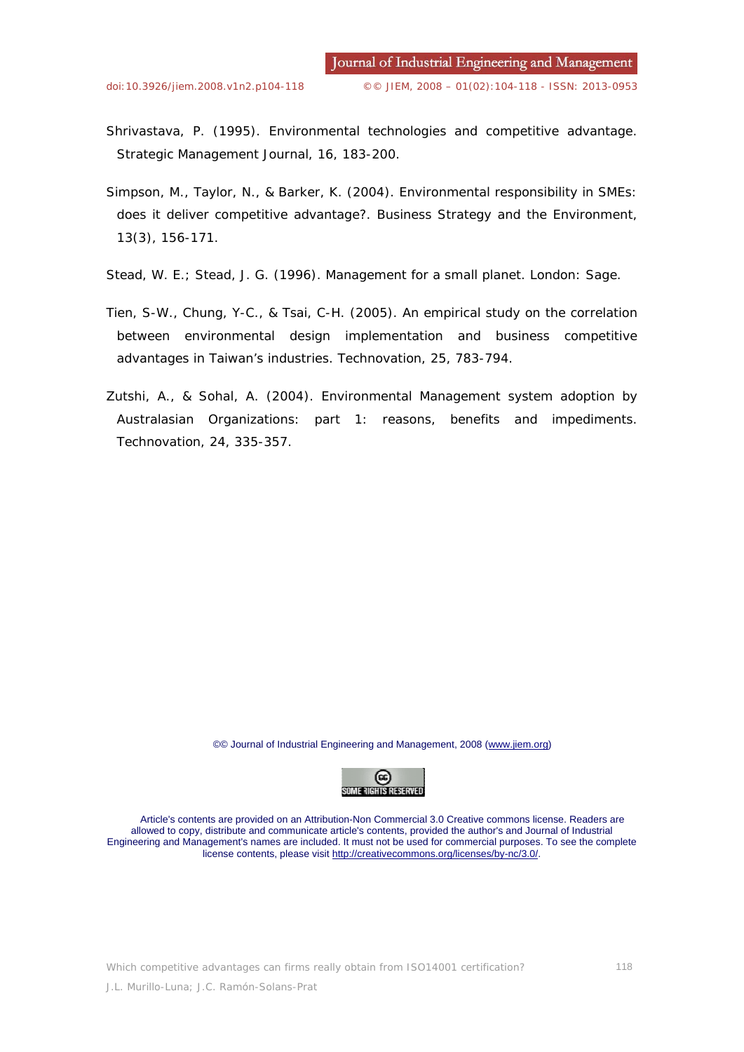Shrivastava, P. (1995). Environmental technologies and competitive advantage. Strategic Management Journal, 16, 183-200.

Simpson, M., Taylor, N., & Barker, K. (2004). Environmental responsibility in SMEs: does it deliver competitive advantage?. Business Strategy and the Environment, 13(3), 156-171.

Stead, W. E.; Stead, J. G. (1996). Management for a small planet. London: Sage.

Tien, S-W., Chung, Y-C., & Tsai, C-H. (2005). An empirical study on the correlation between environmental design implementation and business competitive advantages in Taiwan's industries. Technovation, 25, 783-794.

Zutshi, A., & Sohal, A. (2004). Environmental Management system adoption by Australasian Organizations: part 1: reasons, benefits and impediments. Technovation, 24, 335-357.

©© Journal of Industrial Engineering and Management, 2008 (www.jiem.org)

Article's contents are provided on an Attribution-Non Commercial 3.0 Creative commons license. Readers are allowed to copy, distribute and communicate article's contents, provided the author's and Journal of Industrial Engineering and Management's names are included. It must not be used for commercial purposes. To see the complete license contents, please visit http://creativecommons.org/licenses/by-nc/3.0/.